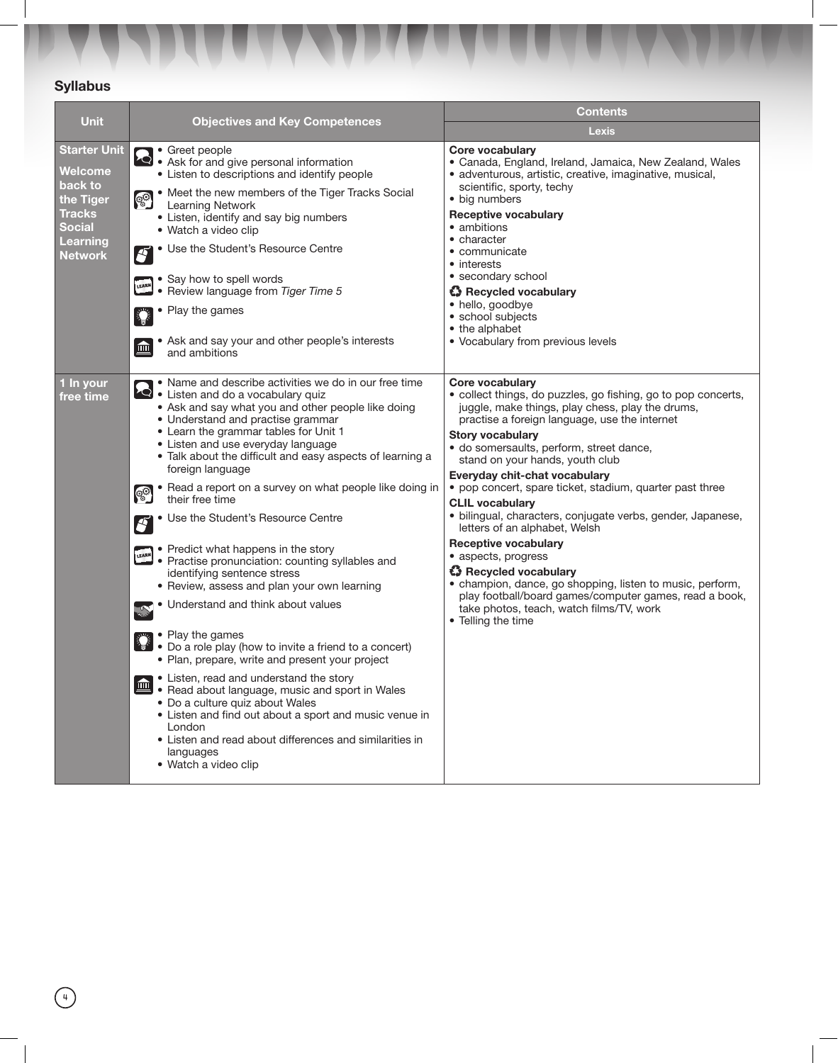## Syllabus

| Unit | Objectives and Key Competences | Contents |
|---|---|---|
| | | Lexis |
| **Starter Unit** **Welcome back to the Tiger Tracks Social Learning Network** | • Greet people<br>• Ask for and give personal information<br>• Listen to descriptions and identify people<br>• Meet the new members of the Tiger Tracks Social Learning Network<br>• Listen, identify and say big numbers<br>• Watch a video clip<br>• Use the Student's Resource Centre<br>• Say how to spell words<br>• Review language from *Tiger Time 5*<br>• Play the games<br>• Ask and say your and other people's interests and ambitions | **Core vocabulary**<br>• Canada, England, Ireland, Jamaica, New Zealand, Wales<br>• adventurous, artistic, creative, imaginative, musical, scientific, sporty, techy<br>• big numbers<br>**Receptive vocabulary**<br>• ambitions<br>• character<br>• communicate<br>• interests<br>• secondary school<br>**Recycled vocabulary**<br>• hello, goodbye<br>• school subjects<br>• the alphabet<br>• Vocabulary from previous levels |
| **1 In your free time** | • Name and describe activities we do in our free time<br>• Listen and do a vocabulary quiz<br>• Ask and say what you and other people like doing<br>• Understand and practise grammar<br>• Learn the grammar tables for Unit 1<br>• Listen and use everyday language<br>• Talk about the difficult and easy aspects of learning a foreign language<br>• Read a report on a survey on what people like doing in their free time<br>• Use the Student's Resource Centre<br>• Predict what happens in the story<br>• Practise pronunciation: counting syllables and identifying sentence stress<br>• Review, assess and plan your own learning<br>• Understand and think about values<br>• Play the games<br>• Do a role play (how to invite a friend to a concert)<br>• Plan, prepare, write and present your project<br>• Listen, read and understand the story<br>• Read about language, music and sport in Wales<br>• Do a culture quiz about Wales<br>• Listen and find out about a sport and music venue in London<br>• Listen and read about differences and similarities in languages<br>• Watch a video clip | **Core vocabulary**<br>• collect things, do puzzles, go fishing, go to pop concerts, juggle, make things, play chess, play the drums, practise a foreign language, use the internet<br>**Story vocabulary**<br>• do somersaults, perform, street dance, stand on your hands, youth club<br>**Everyday chit-chat vocabulary**<br>• pop concert, spare ticket, stadium, quarter past three<br>**CLIL vocabulary**<br>• bilingual, characters, conjugate verbs, gender, Japanese, letters of an alphabet, Welsh<br>**Receptive vocabulary**<br>• aspects, progress<br>**Recycled vocabulary**<br>• champion, dance, go shopping, listen to music, perform, play football/board games/computer games, read a book, take photos, teach, watch films/TV, work<br>• Telling the time |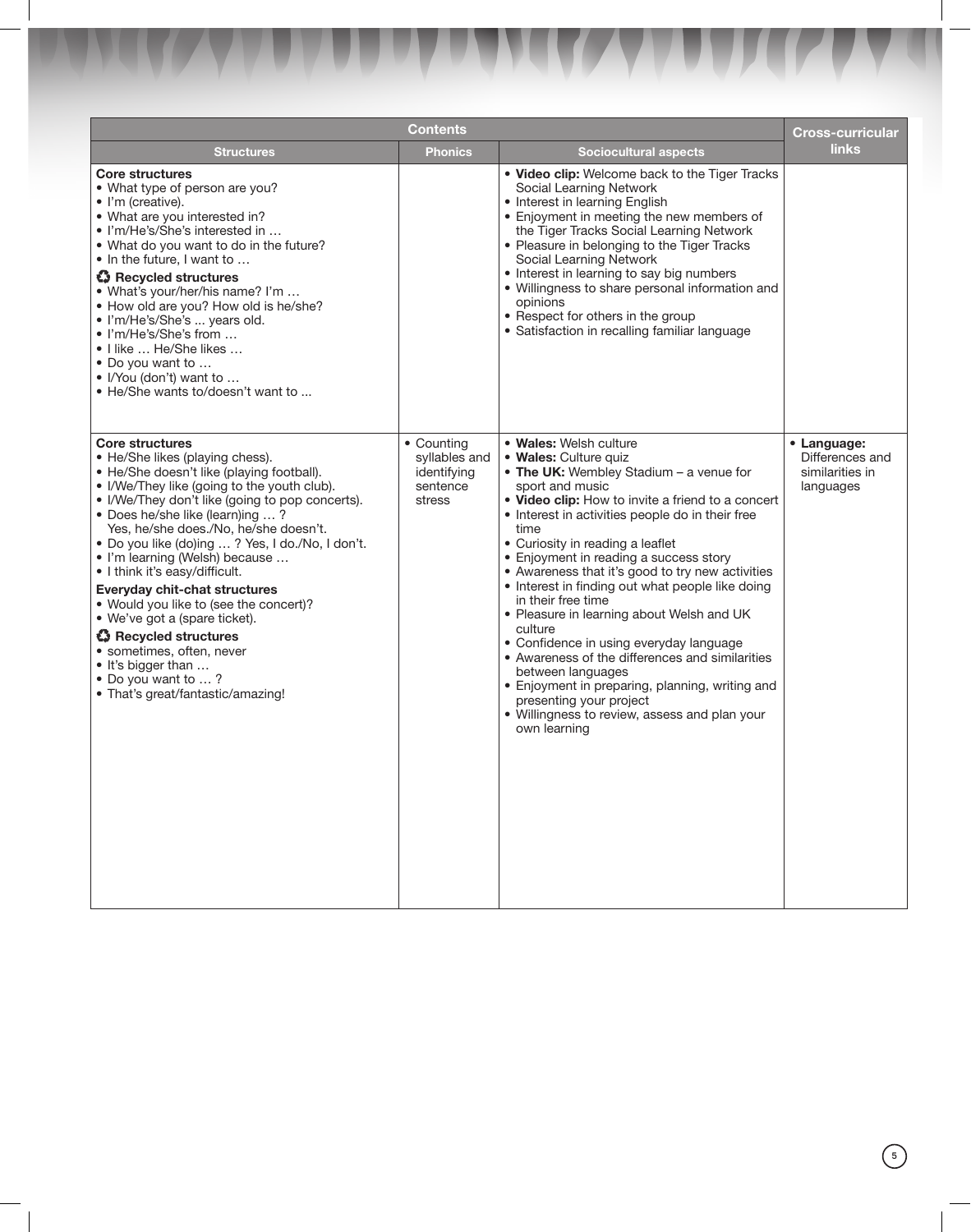| Contents | | | Cross-curricular links |
|---|---|---|---|
| **Structures** | **Phonics** | **Sociocultural aspects** | |
| **Core structures**<br>• What type of person are you?<br>• I'm (creative).<br>• What are you interested in?<br>• I'm/He's/She's interested in …<br>• What do you want to do in the future?<br>• In the future, I want to …<br>♻ **Recycled structures**<br>• What's your/her/his name? I'm …<br>• How old are you? How old is he/she?<br>• I'm/He's/She's ... years old.<br>• I'm/He's/She's from …<br>• I like … He/She likes …<br>• Do you want to …<br>• I/You (don't) want to …<br>• He/She wants to/doesn't want to ... | | • **Video clip:** Welcome back to the Tiger Tracks Social Learning Network<br>• Interest in learning English<br>• Enjoyment in meeting the new members of the Tiger Tracks Social Learning Network<br>• Pleasure in belonging to the Tiger Tracks Social Learning Network<br>• Interest in learning to say big numbers<br>• Willingness to share personal information and opinions<br>• Respect for others in the group<br>• Satisfaction in recalling familiar language | |
| **Core structures**<br>• He/She likes (playing chess).<br>• He/She doesn't like (playing football).<br>• I/We/They like (going to the youth club).<br>• I/We/They don't like (going to pop concerts).<br>• Does he/she like (learn)ing … ?<br>Yes, he/she does./No, he/she doesn't.<br>• Do you like (do)ing … ? Yes, I do./No, I don't.<br>• I'm learning (Welsh) because …<br>• I think it's easy/difficult.<br>**Everyday chit-chat structures**<br>• Would you like to (see the concert)?<br>• We've got a (spare ticket).<br>♻ **Recycled structures**<br>• sometimes, often, never<br>• It's bigger than …<br>• Do you want to … ?<br>• That's great/fantastic/amazing! | • Counting syllables and identifying sentence stress | • **Wales:** Welsh culture<br>• **Wales:** Culture quiz<br>• **The UK:** Wembley Stadium – a venue for sport and music<br>• **Video clip:** How to invite a friend to a concert<br>• Interest in activities people do in their free time<br>• Curiosity in reading a leaflet<br>• Enjoyment in reading a success story<br>• Awareness that it's good to try new activities<br>• Interest in finding out what people like doing in their free time<br>• Pleasure in learning about Welsh and UK culture<br>• Confidence in using everyday language<br>• Awareness of the differences and similarities between languages<br>• Enjoyment in preparing, planning, writing and presenting your project<br>• Willingness to review, assess and plan your own learning | • **Language:** Differences and similarities in languages |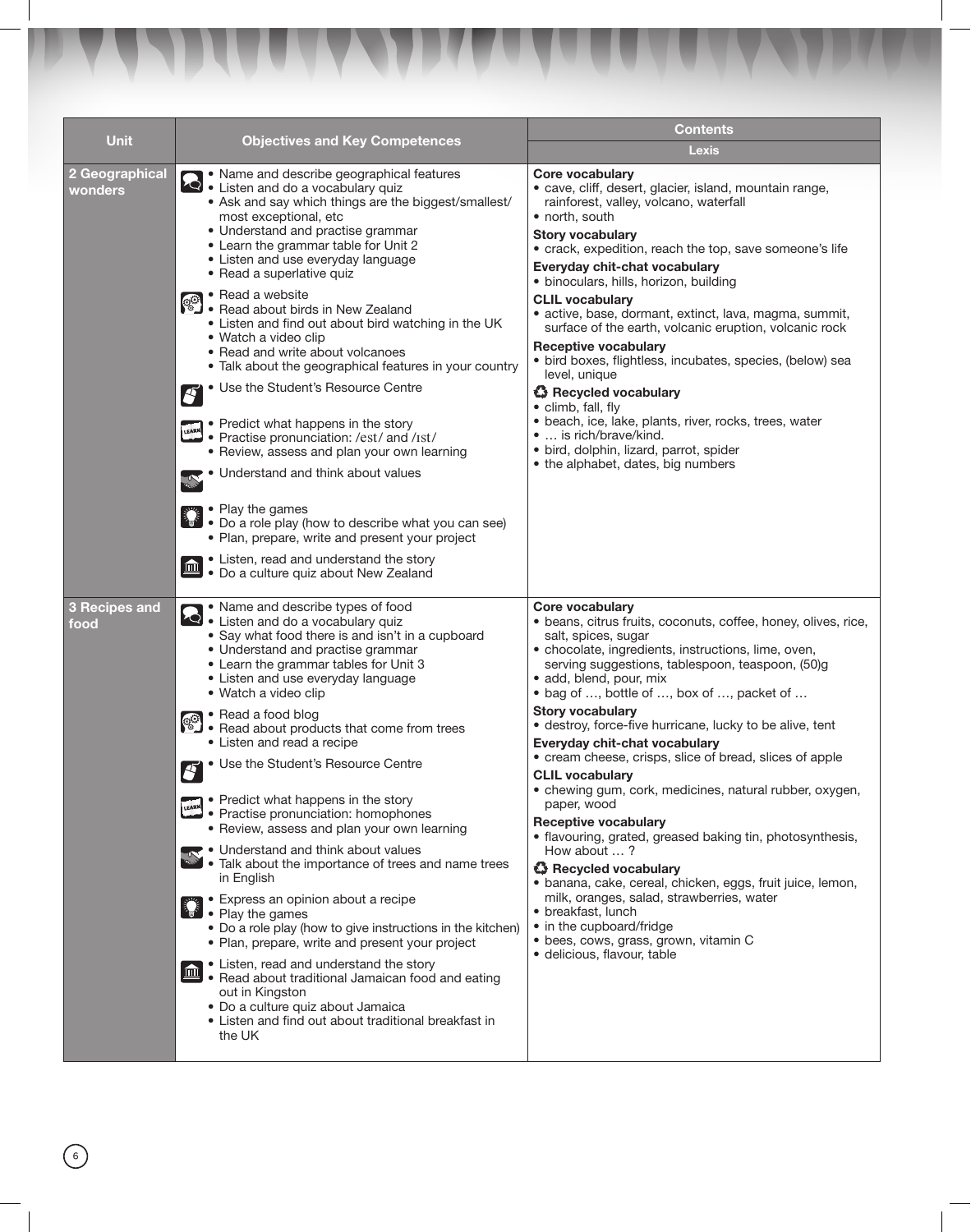| Unit | Objectives and Key Competences | Contents |
|---|---|---|
| | | Lexis |
| 2 Geographical wonders | • Name and describe geographical features<br>• Listen and do a vocabulary quiz<br>• Ask and say which things are the biggest/smallest/most exceptional, etc<br>• Understand and practise grammar<br>• Learn the grammar table for Unit 2<br>• Listen and use everyday language<br>• Read a superlative quiz<br><br>• Read a website<br>• Read about birds in New Zealand<br>• Listen and find out about bird watching in the UK<br>• Watch a video clip<br>• Read and write about volcanoes<br>• Talk about the geographical features in your country<br><br>• Use the Student's Resource Centre<br><br>• Predict what happens in the story<br>• Practise pronunciation: /est/ and /ɪst/<br>• Review, assess and plan your own learning<br><br>• Understand and think about values<br><br>• Play the games<br>• Do a role play (how to describe what you can see)<br>• Plan, prepare, write and present your project<br><br>• Listen, read and understand the story<br>• Do a culture quiz about New Zealand | **Core vocabulary**<br>• cave, cliff, desert, glacier, island, mountain range, rainforest, valley, volcano, waterfall<br>• north, south<br>**Story vocabulary**<br>• crack, expedition, reach the top, save someone's life<br>**Everyday chit-chat vocabulary**<br>• binoculars, hills, horizon, building<br>**CLIL vocabulary**<br>• active, base, dormant, extinct, lava, magma, summit, surface of the earth, volcanic eruption, volcanic rock<br>**Receptive vocabulary**<br>• bird boxes, flightless, incubates, species, (below) sea level, unique<br>**Recycled vocabulary**<br>• climb, fall, fly<br>• beach, ice, lake, plants, river, rocks, trees, water<br>• … is rich/brave/kind.<br>• bird, dolphin, lizard, parrot, spider<br>• the alphabet, dates, big numbers |
| 3 Recipes and food | • Name and describe types of food<br>• Listen and do a vocabulary quiz<br>• Say what food there is and isn't in a cupboard<br>• Understand and practise grammar<br>• Learn the grammar tables for Unit 3<br>• Listen and use everyday language<br>• Watch a video clip<br><br>• Read a food blog<br>• Read about products that come from trees<br>• Listen and read a recipe<br><br>• Use the Student's Resource Centre<br><br>• Predict what happens in the story<br>• Practise pronunciation: homophones<br>• Review, assess and plan your own learning<br><br>• Understand and think about values<br>• Talk about the importance of trees and name trees in English<br><br>• Express an opinion about a recipe<br>• Play the games<br>• Do a role play (how to give instructions in the kitchen)<br>• Plan, prepare, write and present your project<br><br>• Listen, read and understand the story<br>• Read about traditional Jamaican food and eating out in Kingston<br>• Do a culture quiz about Jamaica<br>• Listen and find out about traditional breakfast in the UK | **Core vocabulary**<br>• beans, citrus fruits, coconuts, coffee, honey, olives, rice, salt, spices, sugar<br>• chocolate, ingredients, instructions, lime, oven, serving suggestions, tablespoon, teaspoon, (50)g<br>• add, blend, pour, mix<br>• bag of …, bottle of …, box of …, packet of …<br>**Story vocabulary**<br>• destroy, force-five hurricane, lucky to be alive, tent<br>**Everyday chit-chat vocabulary**<br>• cream cheese, crisps, slice of bread, slices of apple<br>**CLIL vocabulary**<br>• chewing gum, cork, medicines, natural rubber, oxygen, paper, wood<br>**Receptive vocabulary**<br>• flavouring, grated, greased baking tin, photosynthesis, How about … ?<br>**Recycled vocabulary**<br>• banana, cake, cereal, chicken, eggs, fruit juice, lemon, milk, oranges, salad, strawberries, water<br>• breakfast, lunch<br>• in the cupboard/fridge<br>• bees, cows, grass, grown, vitamin C<br>• delicious, flavour, table |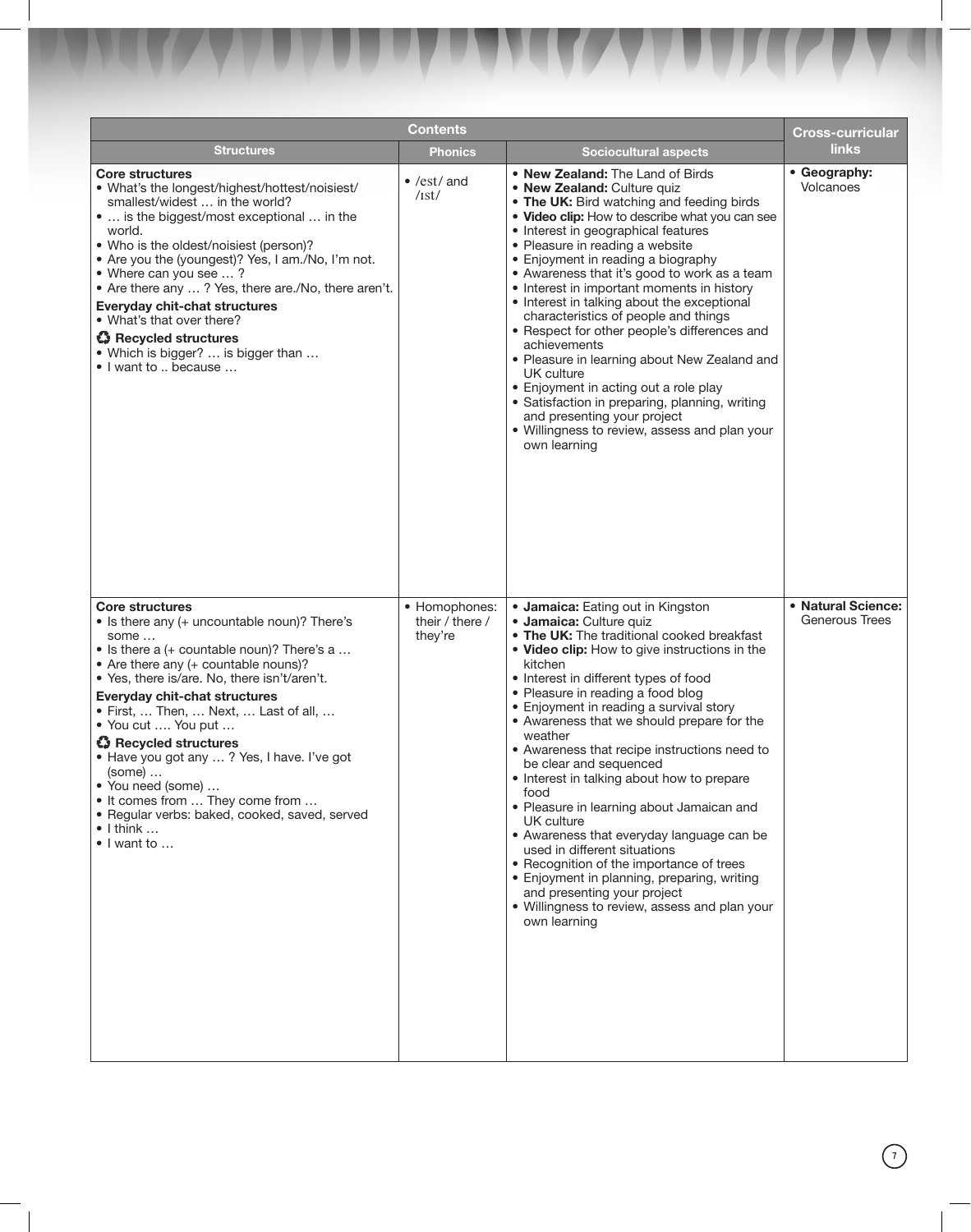| Contents | | | Cross-curricular links |
|---|---|---|---|
| **Structures** | **Phonics** | **Sociocultural aspects** | |
| **Core structures**<br>• What's the longest/highest/hottest/noisiest/ smallest/widest … in the world?<br>• … is the biggest/most exceptional … in the world.<br>• Who is the oldest/noisiest (person)?<br>• Are you the (youngest)? Yes, I am./No, I'm not.<br>• Where can you see … ?<br>• Are there any … ? Yes, there are./No, there aren't.<br>**Everyday chit-chat structures**<br>• What's that over there?<br>**♻ Recycled structures**<br>• Which is bigger? … is bigger than …<br>• I want to .. because … | • /est/ and /ɪst/ | • **New Zealand:** The Land of Birds<br>• **New Zealand:** Culture quiz<br>• **The UK:** Bird watching and feeding birds<br>• **Video clip:** How to describe what you can see<br>• Interest in geographical features<br>• Pleasure in reading a website<br>• Enjoyment in reading a biography<br>• Awareness that it's good to work as a team<br>• Interest in important moments in history<br>• Interest in talking about the exceptional characteristics of people and things<br>• Respect for other people's differences and achievements<br>• Pleasure in learning about New Zealand and UK culture<br>• Enjoyment in acting out a role play<br>• Satisfaction in preparing, planning, writing and presenting your project<br>• Willingness to review, assess and plan your own learning | • **Geography:** Volcanoes |
| **Core structures**<br>• Is there any (+ uncountable noun)? There's some …<br>• Is there a (+ countable noun)? There's a …<br>• Are there any (+ countable nouns)?<br>• Yes, there is/are. No, there isn't/aren't.<br>**Everyday chit-chat structures**<br>• First, … Then, … Next, … Last of all, …<br>• You cut …. You put …<br>**♻ Recycled structures**<br>• Have you got any … ? Yes, I have. I've got (some) …<br>• You need (some) …<br>• It comes from … They come from …<br>• Regular verbs: baked, cooked, saved, served<br>• I think …<br>• I want to … | • Homophones: their / there / they're | • **Jamaica:** Eating out in Kingston<br>• **Jamaica:** Culture quiz<br>• **The UK:** The traditional cooked breakfast<br>• **Video clip:** How to give instructions in the kitchen<br>• Interest in different types of food<br>• Pleasure in reading a food blog<br>• Enjoyment in reading a survival story<br>• Awareness that we should prepare for the weather<br>• Awareness that recipe instructions need to be clear and sequenced<br>• Interest in talking about how to prepare food<br>• Pleasure in learning about Jamaican and UK culture<br>• Awareness that everyday language can be used in different situations<br>• Recognition of the importance of trees<br>• Enjoyment in planning, preparing, writing and presenting your project<br>• Willingness to review, assess and plan your own learning | • **Natural Science:** Generous Trees |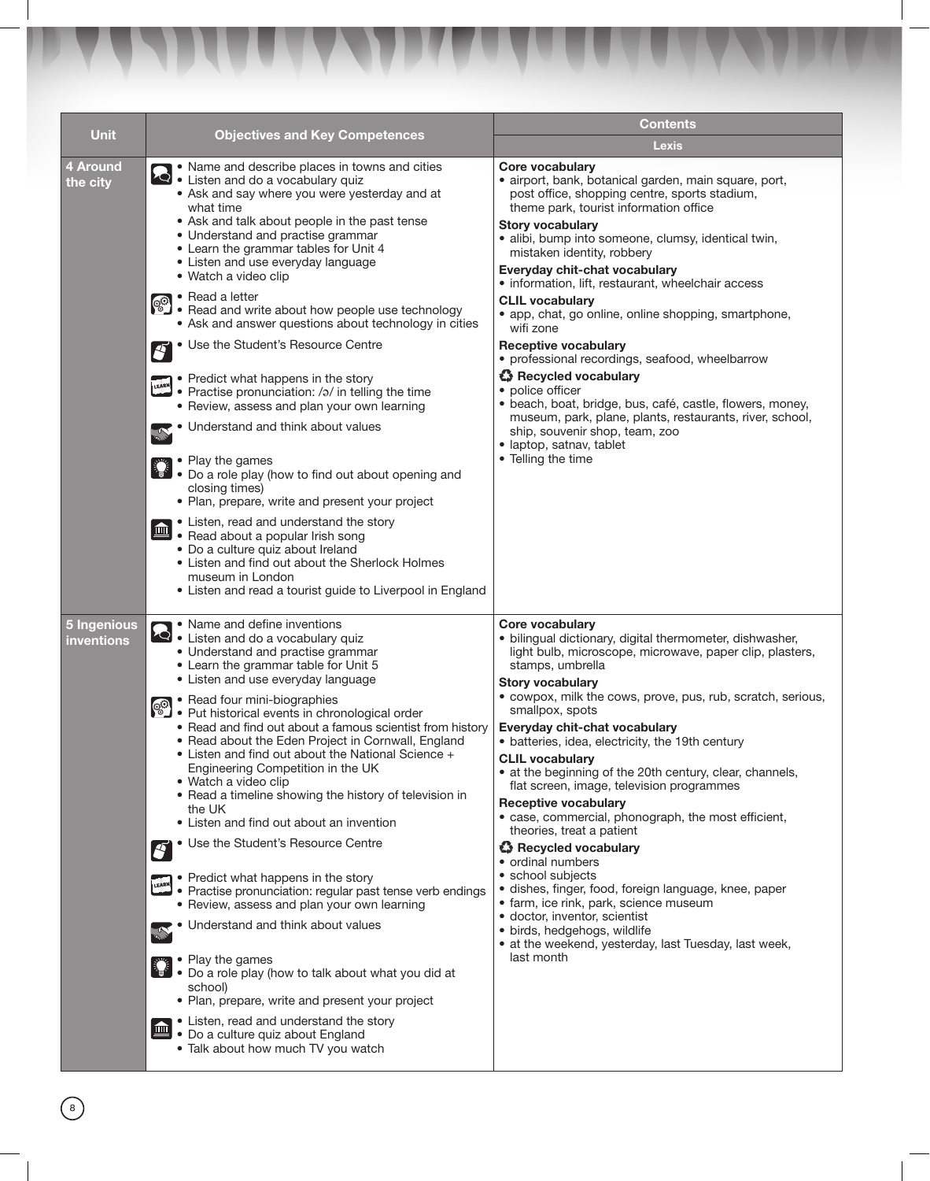| Unit | Objectives and Key Competences | Contents |
| --- | --- | --- |
| | | Lexis |
| 4 Around the city | • Name and describe places in towns and cities<br>• Listen and do a vocabulary quiz<br>• Ask and say where you were yesterday and at what time<br>• Ask and talk about people in the past tense<br>• Understand and practise grammar<br>• Learn the grammar tables for Unit 4<br>• Listen and use everyday language<br>• Watch a video clip<br><br>• Read a letter<br>• Read and write about how people use technology<br>• Ask and answer questions about technology in cities<br><br>• Use the Student's Resource Centre<br><br>• Predict what happens in the story<br>• Practise pronunciation: /ə/ in telling the time<br>• Review, assess and plan your own learning<br><br>• Understand and think about values<br><br>• Play the games<br>• Do a role play (how to find out about opening and closing times)<br>• Plan, prepare, write and present your project<br><br>• Listen, read and understand the story<br>• Read about a popular Irish song<br>• Do a culture quiz about Ireland<br>• Listen and find out about the Sherlock Holmes museum in London<br>• Listen and read a tourist guide to Liverpool in England | **Core vocabulary**<br>• airport, bank, botanical garden, main square, port, post office, shopping centre, sports stadium, theme park, tourist information office<br>**Story vocabulary**<br>• alibi, bump into someone, clumsy, identical twin, mistaken identity, robbery<br>**Everyday chit-chat vocabulary**<br>• information, lift, restaurant, wheelchair access<br>**CLIL vocabulary**<br>• app, chat, go online, online shopping, smartphone, wifi zone<br>**Receptive vocabulary**<br>• professional recordings, seafood, wheelbarrow<br>**Recycled vocabulary**<br>• police officer<br>• beach, boat, bridge, bus, café, castle, flowers, money, museum, park, plane, plants, restaurants, river, school, ship, souvenir shop, team, zoo<br>• laptop, satnav, tablet<br>• Telling the time |
| 5 Ingenious inventions | • Name and define inventions<br>• Listen and do a vocabulary quiz<br>• Understand and practise grammar<br>• Learn the grammar table for Unit 5<br>• Listen and use everyday language<br><br>• Read four mini-biographies<br>• Put historical events in chronological order<br>• Read and find out about a famous scientist from history<br>• Read about the Eden Project in Cornwall, England<br>• Listen and find out about the National Science + Engineering Competition in the UK<br>• Watch a video clip<br>• Read a timeline showing the history of television in the UK<br>• Listen and find out about an invention<br><br>• Use the Student's Resource Centre<br><br>• Predict what happens in the story<br>• Practise pronunciation: regular past tense verb endings<br>• Review, assess and plan your own learning<br><br>• Understand and think about values<br><br>• Play the games<br>• Do a role play (how to talk about what you did at school)<br>• Plan, prepare, write and present your project<br><br>• Listen, read and understand the story<br>• Do a culture quiz about England<br>• Talk about how much TV you watch | **Core vocabulary**<br>• bilingual dictionary, digital thermometer, dishwasher, light bulb, microscope, microwave, paper clip, plasters, stamps, umbrella<br>**Story vocabulary**<br>• cowpox, milk the cows, prove, pus, rub, scratch, serious, smallpox, spots<br>**Everyday chit-chat vocabulary**<br>• batteries, idea, electricity, the 19th century<br>**CLIL vocabulary**<br>• at the beginning of the 20th century, clear, channels, flat screen, image, television programmes<br>**Receptive vocabulary**<br>• case, commercial, phonograph, the most efficient, theories, treat a patient<br>**Recycled vocabulary**<br>• ordinal numbers<br>• school subjects<br>• dishes, finger, food, foreign language, knee, paper<br>• farm, ice rink, park, science museum<br>• doctor, inventor, scientist<br>• birds, hedgehogs, wildlife<br>• at the weekend, yesterday, last Tuesday, last week, last month |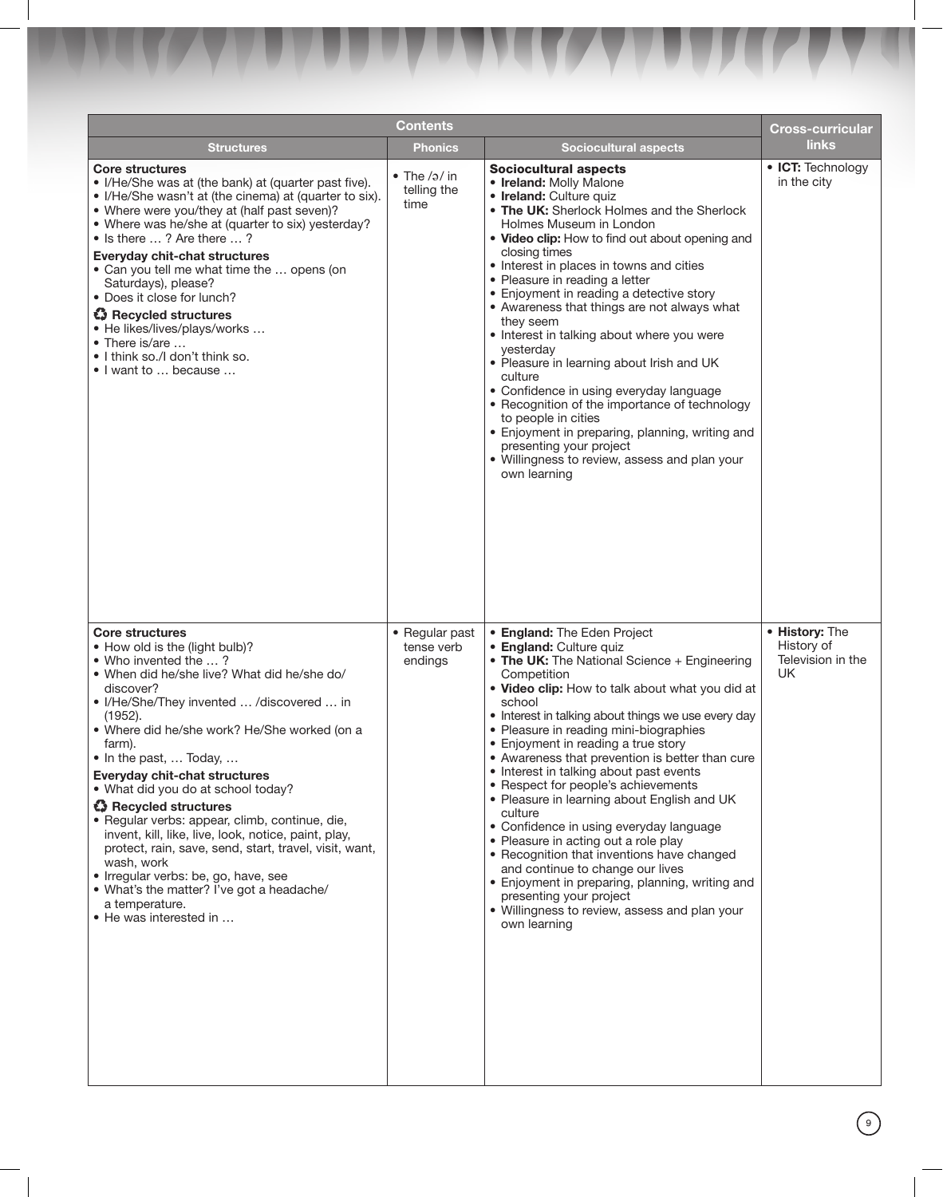| Contents | | | Cross-curricular links |
|---|---|---|---|
| **Structures** | **Phonics** | **Sociocultural aspects** | |
| **Core structures**<br>• I/He/She was at (the bank) at (quarter past five).<br>• I/He/She wasn't at (the cinema) at (quarter to six).<br>• Where were you/they at (half past seven)?<br>• Where was he/she at (quarter to six) yesterday?<br>• Is there … ? Are there … ?<br>**Everyday chit-chat structures**<br>• Can you tell me what time the … opens (on Saturdays), please?<br>• Does it close for lunch?<br>♻ **Recycled structures**<br>• He likes/lives/plays/works …<br>• There is/are …<br>• I think so./I don't think so.<br>• I want to … because … | • The /ə/ in telling the time | **Sociocultural aspects**<br>• **Ireland:** Molly Malone<br>• **Ireland:** Culture quiz<br>• **The UK:** Sherlock Holmes and the Sherlock Holmes Museum in London<br>• **Video clip:** How to find out about opening and closing times<br>• Interest in places in towns and cities<br>• Pleasure in reading a letter<br>• Enjoyment in reading a detective story<br>• Awareness that things are not always what they seem<br>• Interest in talking about where you were yesterday<br>• Pleasure in learning about Irish and UK culture<br>• Confidence in using everyday language<br>• Recognition of the importance of technology to people in cities<br>• Enjoyment in preparing, planning, writing and presenting your project<br>• Willingness to review, assess and plan your own learning | • **ICT:** Technology in the city |
| **Core structures**<br>• How old is the (light bulb)?<br>• Who invented the … ?<br>• When did he/she live? What did he/she do/ discover?<br>• I/He/She/They invented … /discovered … in (1952).<br>• Where did he/she work? He/She worked (on a farm).<br>• In the past, … Today, …<br>**Everyday chit-chat structures**<br>• What did you do at school today?<br>♻ **Recycled structures**<br>• Regular verbs: appear, climb, continue, die, invent, kill, like, live, look, notice, paint, play, protect, rain, save, send, start, travel, visit, want, wash, work<br>• Irregular verbs: be, go, have, see<br>• What's the matter? I've got a headache/ a temperature.<br>• He was interested in … | • Regular past tense verb endings | • **England:** The Eden Project<br>• **England:** Culture quiz<br>• **The UK:** The National Science + Engineering Competition<br>• **Video clip:** How to talk about what you did at school<br>• Interest in talking about things we use every day<br>• Pleasure in reading mini-biographies<br>• Enjoyment in reading a true story<br>• Awareness that prevention is better than cure<br>• Interest in talking about past events<br>• Respect for people's achievements<br>• Pleasure in learning about English and UK culture<br>• Confidence in using everyday language<br>• Pleasure in acting out a role play<br>• Recognition that inventions have changed and continue to change our lives<br>• Enjoyment in preparing, planning, writing and presenting your project<br>• Willingness to review, assess and plan your own learning | • **History:** The History of Television in the UK |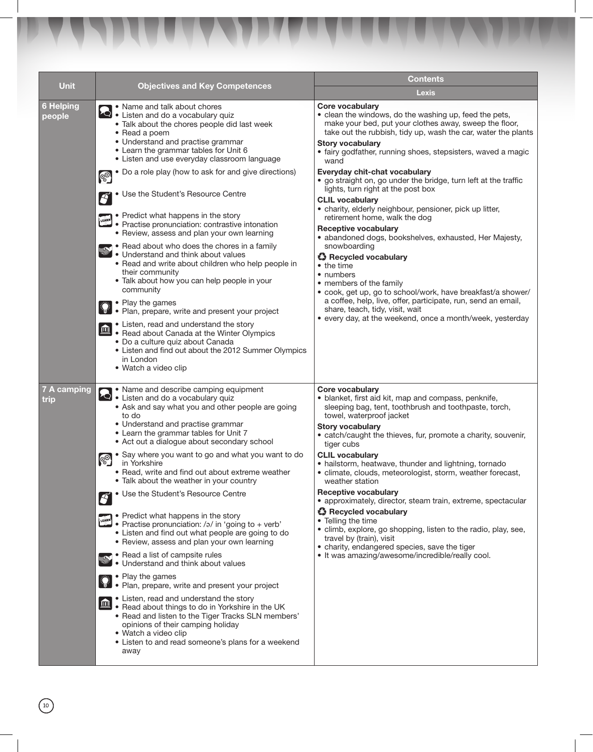| Unit | Objectives and Key Competences | Contents |
|---|---|---|
| | | **Lexis** |
| **6 Helping people** | • Name and talk about chores<br>• Listen and do a vocabulary quiz<br>• Talk about the chores people did last week<br>• Read a poem<br>• Understand and practise grammar<br>• Learn the grammar tables for Unit 6<br>• Listen and use everyday classroom language<br><br>• Do a role play (how to ask for and give directions)<br><br>• Use the Student's Resource Centre<br><br>• Predict what happens in the story<br>• Practise pronunciation: contrastive intonation<br>• Review, assess and plan your own learning<br><br>• Read about who does the chores in a family<br>• Understand and think about values<br>• Read and write about children who help people in their community<br>• Talk about how you can help people in your community<br><br>• Play the games<br>• Plan, prepare, write and present your project<br><br>• Listen, read and understand the story<br>• Read about Canada at the Winter Olympics<br>• Do a culture quiz about Canada<br>• Listen and find out about the 2012 Summer Olympics in London<br>• Watch a video clip | **Core vocabulary**<br>• clean the windows, do the washing up, feed the pets, make your bed, put your clothes away, sweep the floor, take out the rubbish, tidy up, wash the car, water the plants<br>**Story vocabulary**<br>• fairy godfather, running shoes, stepsisters, waved a magic wand<br>**Everyday chit-chat vocabulary**<br>• go straight on, go under the bridge, turn left at the traffic lights, turn right at the post box<br>**CLIL vocabulary**<br>• charity, elderly neighbour, pensioner, pick up litter, retirement home, walk the dog<br>**Receptive vocabulary**<br>• abandoned dogs, bookshelves, exhausted, Her Majesty, snowboarding<br>**Recycled vocabulary**<br>• the time<br>• numbers<br>• members of the family<br>• cook, get up, go to school/work, have breakfast/a shower/ a coffee, help, live, offer, participate, run, send an email, share, teach, tidy, visit, wait<br>• every day, at the weekend, once a month/week, yesterday |
| **7 A camping trip** | • Name and describe camping equipment<br>• Listen and do a vocabulary quiz<br>• Ask and say what you and other people are going to do<br>• Understand and practise grammar<br>• Learn the grammar tables for Unit 7<br>• Act out a dialogue about secondary school<br><br>• Say where you want to go and what you want to do in Yorkshire<br>• Read, write and find out about extreme weather<br>• Talk about the weather in your country<br><br>• Use the Student's Resource Centre<br><br>• Predict what happens in the story<br>• Practise pronunciation: /ə/ in 'going to + verb'<br>• Listen and find out what people are going to do<br>• Review, assess and plan your own learning<br><br>• Read a list of campsite rules<br>• Understand and think about values<br><br>• Play the games<br>• Plan, prepare, write and present your project<br><br>• Listen, read and understand the story<br>• Read about things to do in Yorkshire in the UK<br>• Read and listen to the Tiger Tracks SLN members' opinions of their camping holiday<br>• Watch a video clip<br>• Listen to and read someone's plans for a weekend away | **Core vocabulary**<br>• blanket, first aid kit, map and compass, penknife, sleeping bag, tent, toothbrush and toothpaste, torch, towel, waterproof jacket<br>**Story vocabulary**<br>• catch/caught the thieves, fur, promote a charity, souvenir, tiger cubs<br>**CLIL vocabulary**<br>• hailstorm, heatwave, thunder and lightning, tornado<br>• climate, clouds, meteorologist, storm, weather forecast, weather station<br>**Receptive vocabulary**<br>• approximately, director, steam train, extreme, spectacular<br>**Recycled vocabulary**<br>• Telling the time<br>• climb, explore, go shopping, listen to the radio, play, see, travel by (train), visit<br>• charity, endangered species, save the tiger<br>• It was amazing/awesome/incredible/really cool. |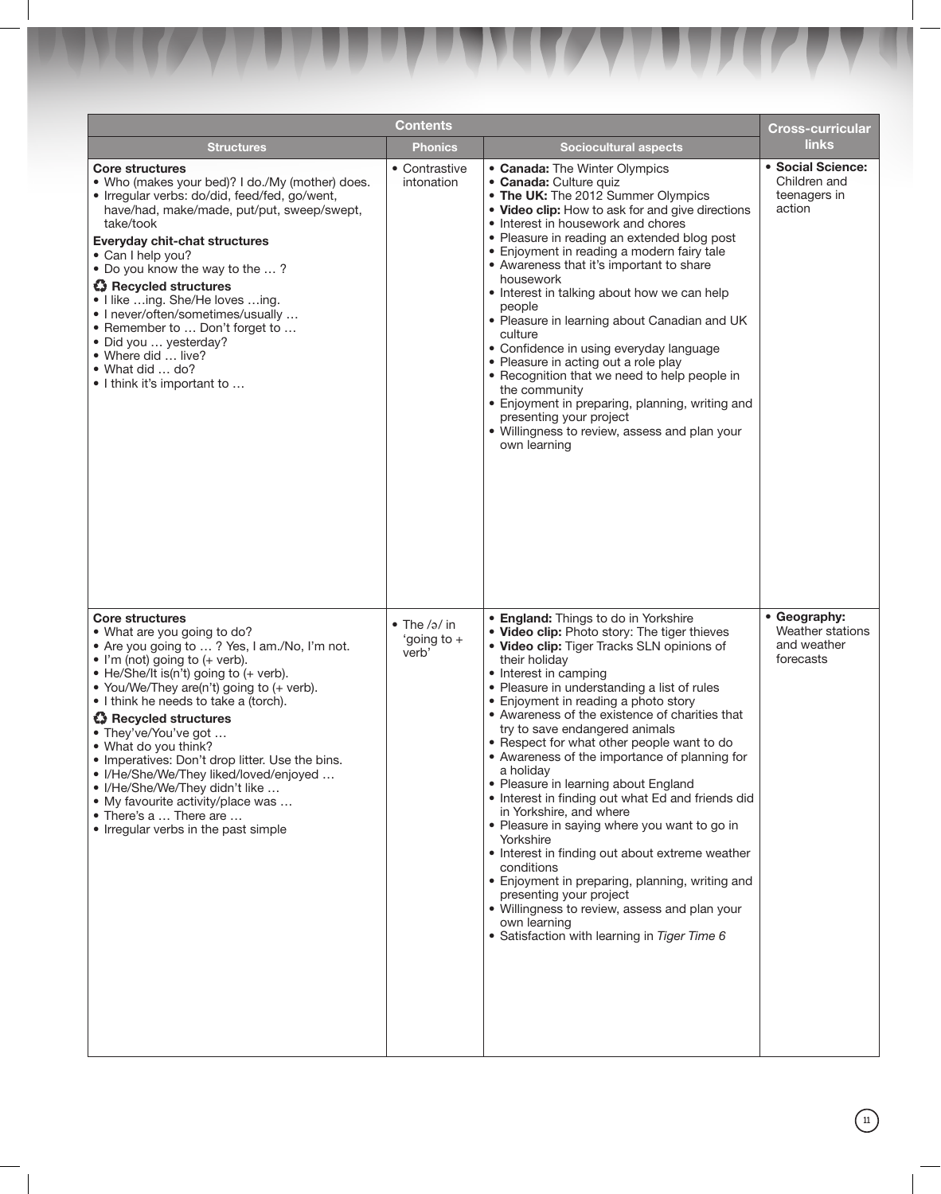| Contents | | | Cross-curricular links |
|---|---|---|---|
| **Structures** | **Phonics** | **Sociocultural aspects** | |
| **Core structures**<br>• Who (makes your bed)? I do./My (mother) does.<br>• Irregular verbs: do/did, feed/fed, go/went, have/had, make/made, put/put, sweep/swept, take/took<br>**Everyday chit-chat structures**<br>• Can I help you?<br>• Do you know the way to the … ?<br>♻ **Recycled structures**<br>• I like …ing. She/He loves …ing.<br>• I never/often/sometimes/usually …<br>• Remember to … Don't forget to …<br>• Did you … yesterday?<br>• Where did … live?<br>• What did … do?<br>• I think it's important to … | • Contrastive intonation | • **Canada:** The Winter Olympics<br>• **Canada:** Culture quiz<br>• **The UK:** The 2012 Summer Olympics<br>• **Video clip:** How to ask for and give directions<br>• Interest in housework and chores<br>• Pleasure in reading an extended blog post<br>• Enjoyment in reading a modern fairy tale<br>• Awareness that it's important to share housework<br>• Interest in talking about how we can help people<br>• Pleasure in learning about Canadian and UK culture<br>• Confidence in using everyday language<br>• Pleasure in acting out a role play<br>• Recognition that we need to help people in the community<br>• Enjoyment in preparing, planning, writing and presenting your project<br>• Willingness to review, assess and plan your own learning | • **Social Science:** Children and teenagers in action |
| **Core structures**<br>• What are you going to do?<br>• Are you going to … ? Yes, I am./No, I'm not.<br>• I'm (not) going to (+ verb).<br>• He/She/It is(n't) going to (+ verb).<br>• You/We/They are(n't) going to (+ verb).<br>• I think he needs to take a (torch).<br>♻ **Recycled structures**<br>• They've/You've got …<br>• What do you think?<br>• Imperatives: Don't drop litter. Use the bins.<br>• I/He/She/We/They liked/loved/enjoyed …<br>• I/He/She/We/They didn't like …<br>• My favourite activity/place was …<br>• There's a … There are …<br>• Irregular verbs in the past simple | • The /ə/ in 'going to + verb' | • **England:** Things to do in Yorkshire<br>• **Video clip:** Photo story: The tiger thieves<br>• **Video clip:** Tiger Tracks SLN opinions of their holiday<br>• Interest in camping<br>• Pleasure in understanding a list of rules<br>• Enjoyment in reading a photo story<br>• Awareness of the existence of charities that try to save endangered animals<br>• Respect for what other people want to do<br>• Awareness of the importance of planning for a holiday<br>• Pleasure in learning about England<br>• Interest in finding out what Ed and friends did in Yorkshire, and where<br>• Pleasure in saying where you want to go in Yorkshire<br>• Interest in finding out about extreme weather conditions<br>• Enjoyment in preparing, planning, writing and presenting your project<br>• Willingness to review, assess and plan your own learning<br>• Satisfaction with learning in *Tiger Time 6* | • **Geography:** Weather stations and weather forecasts |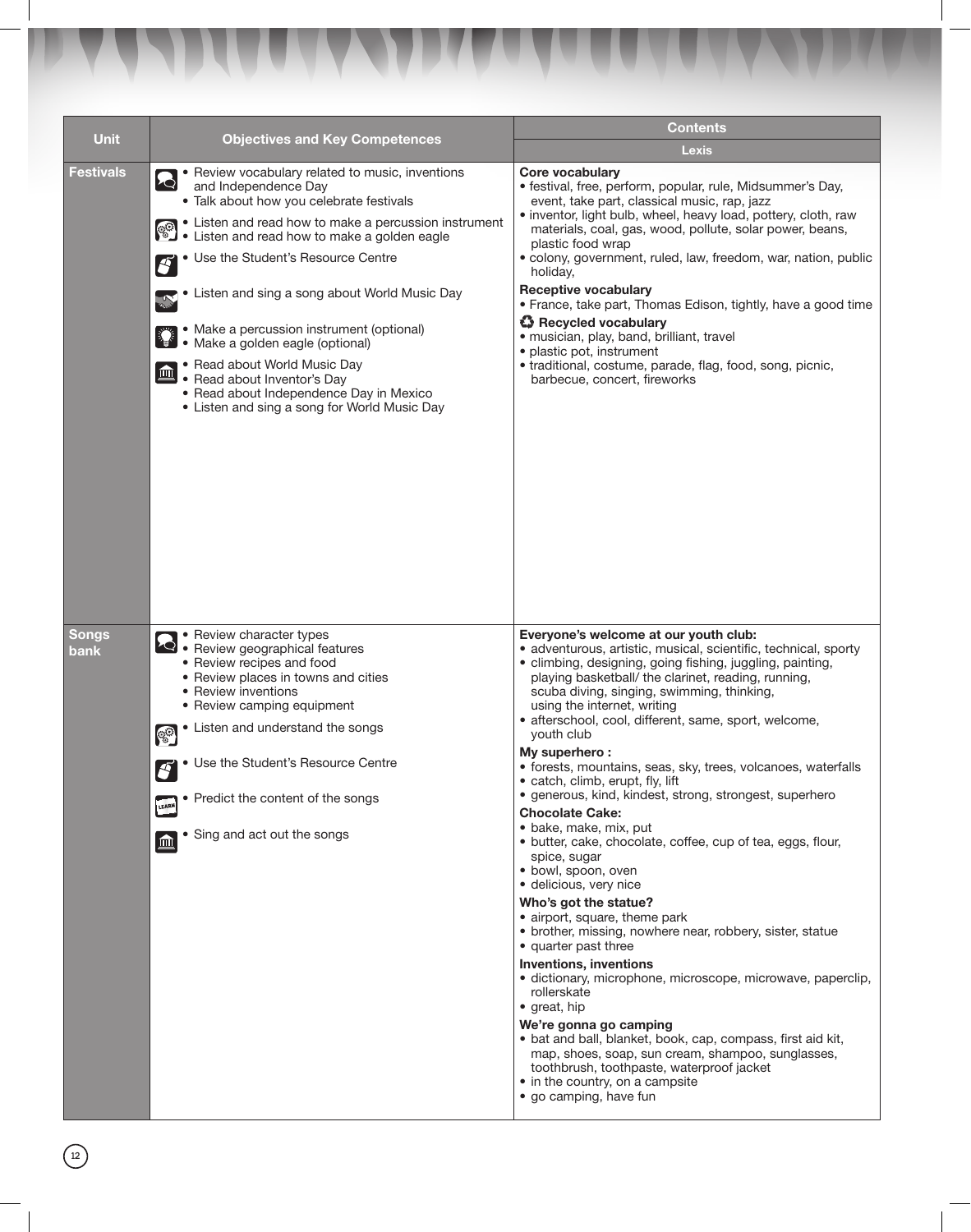| Unit | Objectives and Key Competences | Contents |
| --- | --- | --- |
| | | **Lexis** |
| **Festivals** | • Review vocabulary related to music, inventions and Independence Day<br>• Talk about how you celebrate festivals<br><br>• Listen and read how to make a percussion instrument<br>• Listen and read how to make a golden eagle<br><br>• Use the Student's Resource Centre<br><br>• Listen and sing a song about World Music Day<br><br>• Make a percussion instrument (optional)<br>• Make a golden eagle (optional)<br><br>• Read about World Music Day<br>• Read about Inventor's Day<br>• Read about Independence Day in Mexico<br>• Listen and sing a song for World Music Day | **Core vocabulary**<br>• festival, free, perform, popular, rule, Midsummer's Day, event, take part, classical music, rap, jazz<br>• inventor, light bulb, wheel, heavy load, pottery, cloth, raw materials, coal, gas, wood, pollute, solar power, beans, plastic food wrap<br>• colony, government, ruled, law, freedom, war, nation, public holiday,<br>**Receptive vocabulary**<br>• France, take part, Thomas Edison, tightly, have a good time<br>**Recycled vocabulary**<br>• musician, play, band, brilliant, travel<br>• plastic pot, instrument<br>• traditional, costume, parade, flag, food, song, picnic, barbecue, concert, fireworks |
| **Songs bank** | • Review character types<br>• Review geographical features<br>• Review recipes and food<br>• Review places in towns and cities<br>• Review inventions<br>• Review camping equipment<br><br>• Listen and understand the songs<br><br>• Use the Student's Resource Centre<br><br>• Predict the content of the songs<br><br>• Sing and act out the songs | **Everyone's welcome at our youth club:**<br>• adventurous, artistic, musical, scientific, technical, sporty<br>• climbing, designing, going fishing, juggling, painting, playing basketball/ the clarinet, reading, running, scuba diving, singing, swimming, thinking, using the internet, writing<br>• afterschool, cool, different, same, sport, welcome, youth club<br>**My superhero :**<br>• forests, mountains, seas, sky, trees, volcanoes, waterfalls<br>• catch, climb, erupt, fly, lift<br>• generous, kind, kindest, strong, strongest, superhero<br>**Chocolate Cake:**<br>• bake, make, mix, put<br>• butter, cake, chocolate, coffee, cup of tea, eggs, flour, spice, sugar<br>• bowl, spoon, oven<br>• delicious, very nice<br>**Who's got the statue?**<br>• airport, square, theme park<br>• brother, missing, nowhere near, robbery, sister, statue<br>• quarter past three<br>**Inventions, inventions**<br>• dictionary, microphone, microscope, microwave, paperclip, rollerskate<br>• great, hip<br>**We're gonna go camping**<br>• bat and ball, blanket, book, cap, compass, first aid kit, map, shoes, soap, sun cream, shampoo, sunglasses, toothbrush, toothpaste, waterproof jacket<br>• in the country, on a campsite<br>• go camping, have fun |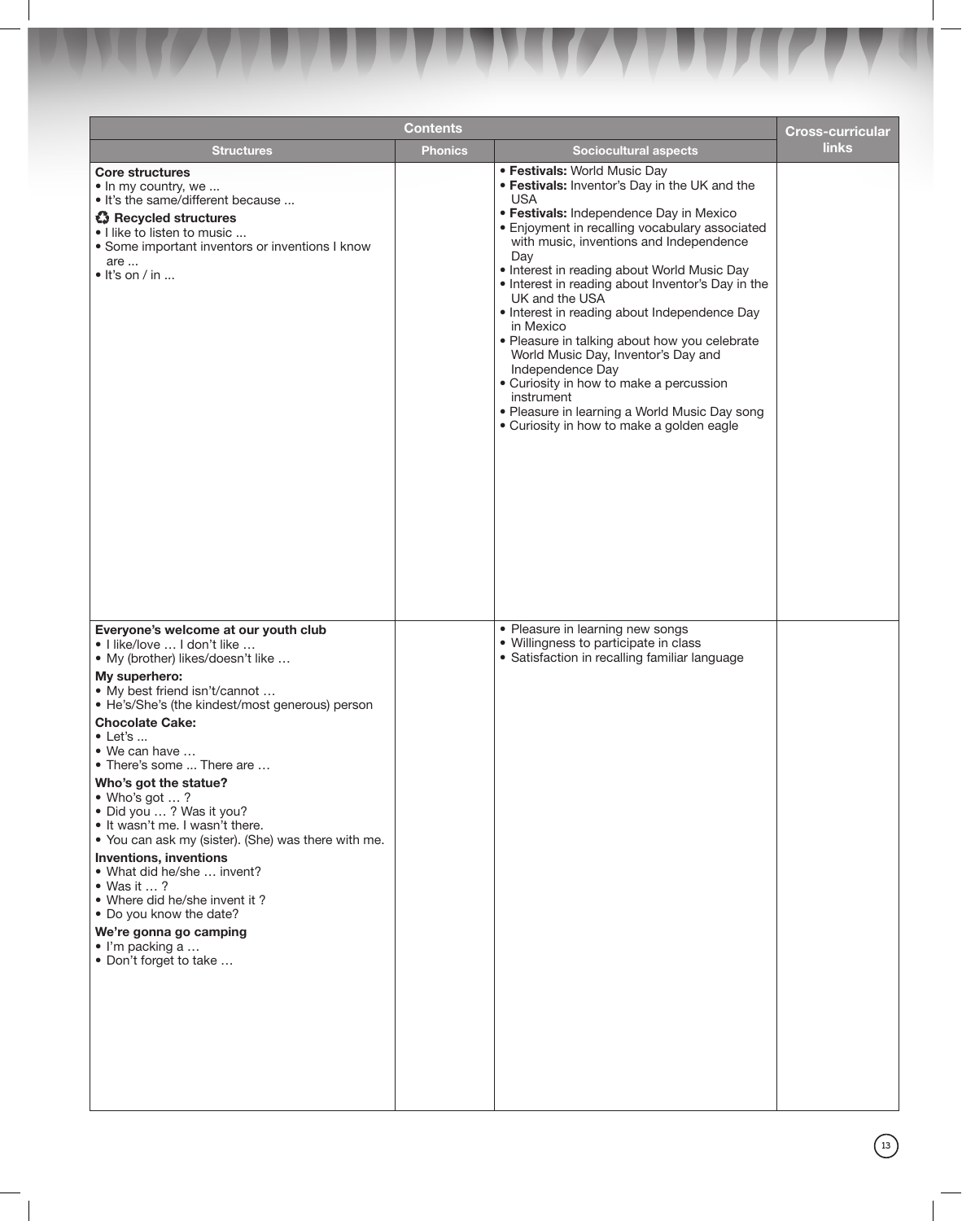| Contents | | | Cross-curricular links |
|---|---|---|---|
| **Structures** | **Phonics** | **Sociocultural aspects** | |
| **Core structures**<br>• In my country, we ...<br>• It's the same/different because ...<br>♻ **Recycled structures**<br>• I like to listen to music ...<br>• Some important inventors or inventions I know are ...<br>• It's on / in ... | | • **Festivals:** World Music Day<br>• **Festivals:** Inventor's Day in the UK and the USA<br>• **Festivals:** Independence Day in Mexico<br>• Enjoyment in recalling vocabulary associated with music, inventions and Independence Day<br>• Interest in reading about World Music Day<br>• Interest in reading about Inventor's Day in the UK and the USA<br>• Interest in reading about Independence Day in Mexico<br>• Pleasure in talking about how you celebrate World Music Day, Inventor's Day and Independence Day<br>• Curiosity in how to make a percussion instrument<br>• Pleasure in learning a World Music Day song<br>• Curiosity in how to make a golden eagle | |
| **Everyone's welcome at our youth club**<br>• I like/love … I don't like …<br>• My (brother) likes/doesn't like …<br>**My superhero:**<br>• My best friend isn't/cannot …<br>• He's/She's (the kindest/most generous) person<br>**Chocolate Cake:**<br>• Let's ...<br>• We can have …<br>• There's some ... There are …<br>**Who's got the statue?**<br>• Who's got … ?<br>• Did you … ? Was it you?<br>• It wasn't me. I wasn't there.<br>• You can ask my (sister). (She) was there with me.<br>**Inventions, inventions**<br>• What did he/she … invent?<br>• Was it … ?<br>• Where did he/she invent it ?<br>• Do you know the date?<br>**We're gonna go camping**<br>• I'm packing a …<br>• Don't forget to take … | | • Pleasure in learning new songs<br>• Willingness to participate in class<br>• Satisfaction in recalling familiar language | |